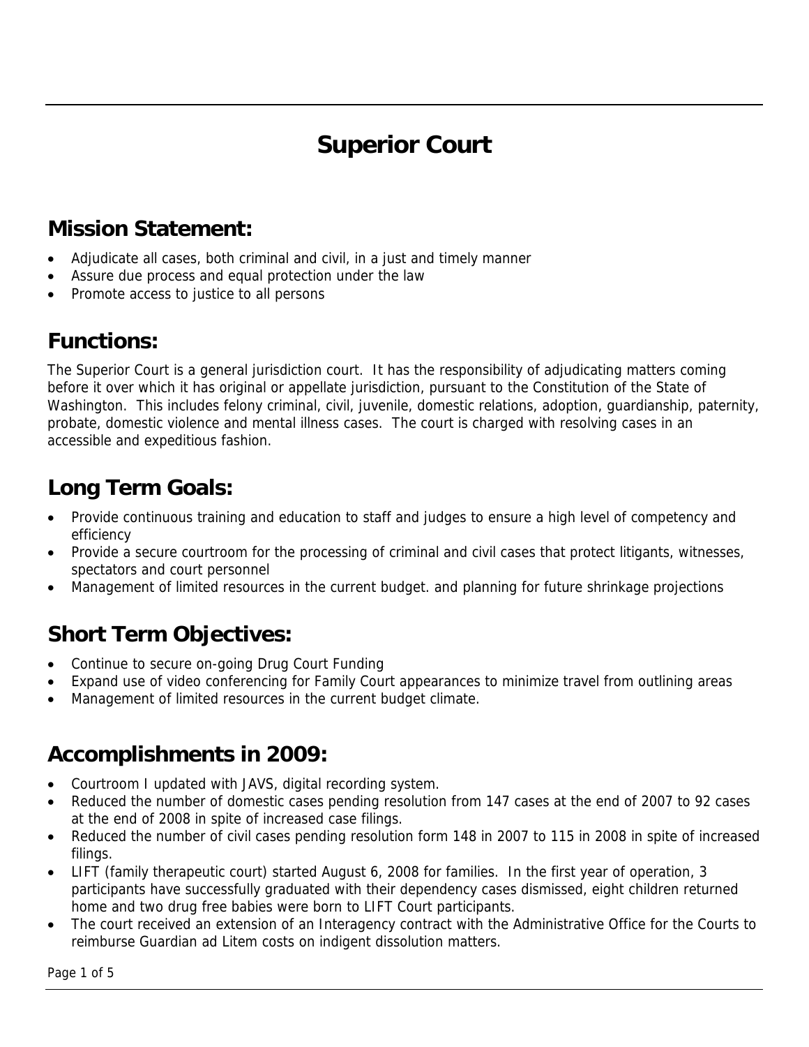# Superior Court

## Mission Statement:

- Adjudicate all cases, both criminal and civil, in a just and timely manner
- Assure due process and equal protection under the law
- Promote access to justice to all persons

## Functions:

The Superior Court is a general jurisdiction court. It has the responsibility of adjudicating matters coming before it over which it has original or appellate jurisdiction, pursuant to the Constitution of the State of Washington. This includes felony criminal, civil, juvenile, domestic relations, adoption, guardianship, paternity, probate, domestic violence and mental illness cases. The court is charged with resolving cases in an accessible and expeditious fashion.

## Long Term Goals:

- Provide continuous training and education to staff and judges to ensure a high level of competency and efficiency
- Provide a secure courtroom for the processing of criminal and civil cases that protect litigants, witnesses, spectators and court personnel
- Management of limited resources in the current budget. and planning for future shrinkage projections

## Short Term Objectives:

- Continue to secure on-going Drug Court Funding
- Expand use of video conferencing for Family Court appearances to minimize travel from outlining areas
- Management of limited resources in the current budget climate.

## Accomplishments in 2009:

- Courtroom I updated with JAVS, digital recording system.
- Reduced the number of domestic cases pending resolution from 147 cases at the end of 2007 to 92 cases at the end of 2008 in spite of increased case filings.
- Reduced the number of civil cases pending resolution form 148 in 2007 to 115 in 2008 in spite of increased filings.
- LIFT (family therapeutic court) started August 6, 2008 for families. In the first year of operation, 3 participants have successfully graduated with their dependency cases dismissed, eight children returned home and two drug free babies were born to LIFT Court participants.
- The court received an extension of an Interagency contract with the Administrative Office for the Courts to reimburse Guardian ad Litem costs on indigent dissolution matters.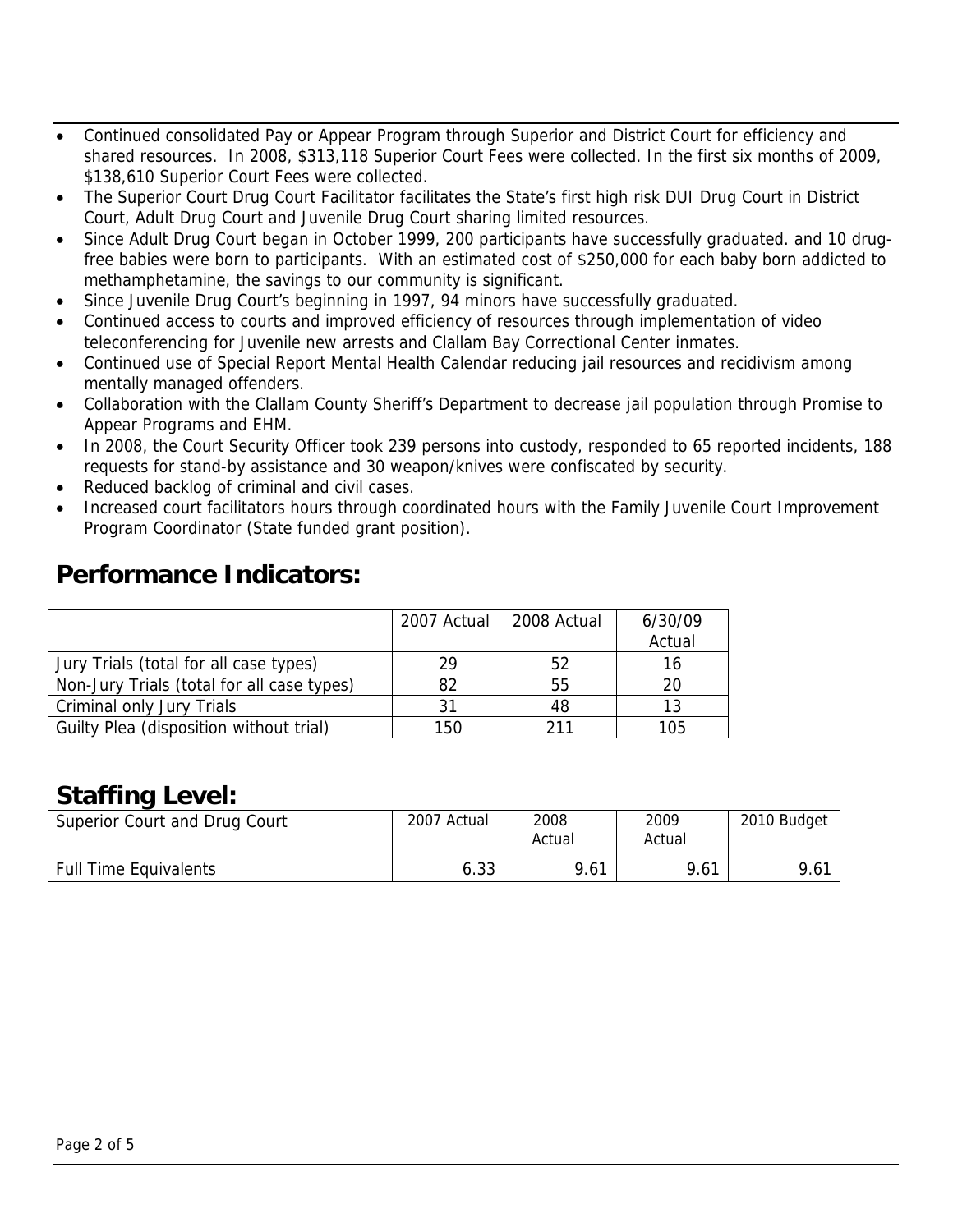- Continued consolidated Pay or Appear Program through Superior and District Court for efficiency and shared resources. In 2008, $313,118 Superior Court Fees were collected. In the first six months of 2009, $138,610 Superior Court Fees were collected.
- The Superior Court Drug Court Facilitator facilitates the State's first high risk DUI Drug Court in District Court, Adult Drug Court and Juvenile Drug Court sharing limited resources.
- Since Adult Drug Court began in October 1999, 200 participants have successfully graduated. and 10 drug-free babies were born to participants. With an estimated cost of $250,000 for each baby born addicted to methamphetamine, the savings to our community is significant.
- Since Juvenile Drug Court's beginning in 1997, 94 minors have successfully graduated.
- Continued access to courts and improved efficiency of resources through implementation of video teleconferencing for Juvenile new arrests and Clallam Bay Correctional Center inmates.
- Continued use of Special Report Mental Health Calendar reducing jail resources and recidivism among mentally managed offenders.
- Collaboration with the Clallam County Sheriff's Department to decrease jail population through Promise to Appear Programs and EHM.
- In 2008, the Court Security Officer took 239 persons into custody, responded to 65 reported incidents, 188 requests for stand-by assistance and 30 weapon/knives were confiscated by security.
- Reduced backlog of criminal and civil cases.
- Increased court facilitators hours through coordinated hours with the Family Juvenile Court Improvement Program Coordinator (State funded grant position).

## Performance Indicators:

| | 2007 Actual | 2008 Actual | 6/30/09 Actual |
|---|---|---|---|
| Jury Trials (total for all case types) | 29 | 52 | 16 |
| Non-Jury Trials (total for all case types) | 82 | 55 | 20 |
| Criminal only Jury Trials | 31 | 48 | 13 |
| Guilty Plea (disposition without trial) | 150 | 211 | 105 |

## Staffing Level:

| Superior Court and Drug Court | 2007 Actual | 2008 Actual | 2009 Actual | 2010 Budget |
|---|---|---|---|---|
| Full Time Equivalents | 6.33 | 9.61 | 9.61 | 9.61 |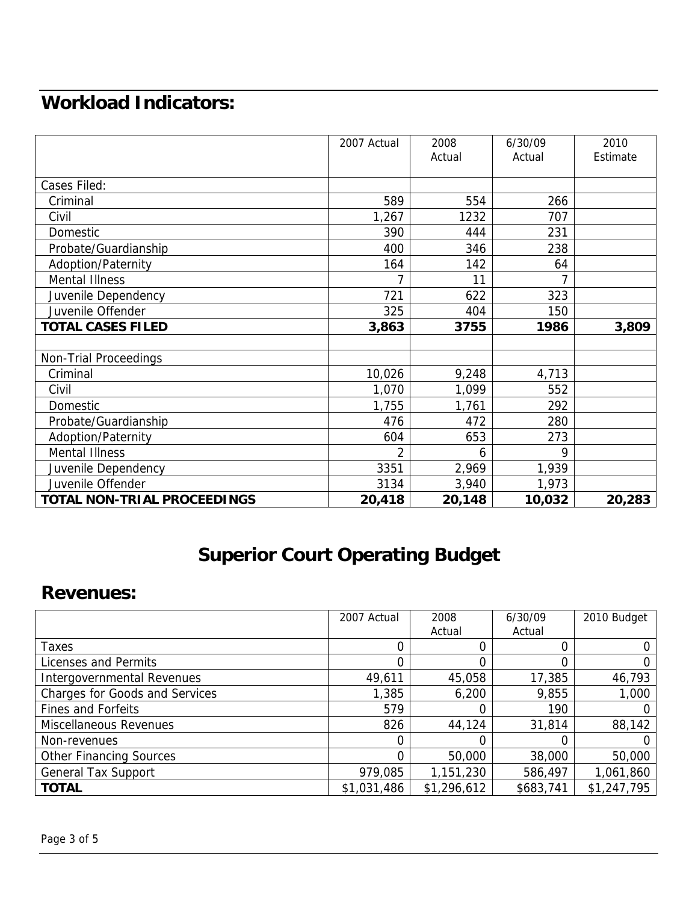## Workload Indicators:

| | 2007 Actual | 2008 Actual | 6/30/09 Actual | 2010 Estimate |
|---|---|---|---|---|
| Cases Filed: | | | | |
| Criminal | 589 | 554 | 266 | |
| Civil | 1,267 | 1232 | 707 | |
| Domestic | 390 | 444 | 231 | |
| Probate/Guardianship | 400 | 346 | 238 | |
| Adoption/Paternity | 164 | 142 | 64 | |
| Mental Illness | 7 | 11 | 7 | |
| Juvenile Dependency | 721 | 622 | 323 | |
| Juvenile Offender | 325 | 404 | 150 | |
| **TOTAL CASES FILED** | **3,863** | **3755** | **1986** | **3,809** |
| | | | | |
| Non-Trial Proceedings | | | | |
| Criminal | 10,026 | 9,248 | 4,713 | |
| Civil | 1,070 | 1,099 | 552 | |
| Domestic | 1,755 | 1,761 | 292 | |
| Probate/Guardianship | 476 | 472 | 280 | |
| Adoption/Paternity | 604 | 653 | 273 | |
| Mental Illness | 2 | 6 | 9 | |
| Juvenile Dependency | 3351 | 2,969 | 1,939 | |
| Juvenile Offender | 3134 | 3,940 | 1,973 | |
| **TOTAL NON-TRIAL PROCEEDINGS** | **20,418** | **20,148** | **10,032** | **20,283** |

# Superior Court Operating Budget

## Revenues:

| | 2007 Actual | 2008 Actual | 6/30/09 Actual | 2010 Budget |
|---|---|---|---|---|
| Taxes | 0 | 0 | 0 | 0 |
| Licenses and Permits | 0 | 0 | 0 | 0 |
| Intergovernmental Revenues | 49,611 | 45,058 | 17,385 | 46,793 |
| Charges for Goods and Services | 1,385 | 6,200 | 9,855 | 1,000 |
| Fines and Forfeits | 579 | 0 | 190 | 0 |
| Miscellaneous Revenues | 826 | 44,124 | 31,814 | 88,142 |
| Non-revenues | 0 | 0 | 0 | 0 |
| Other Financing Sources | 0 | 50,000 | 38,000 | 50,000 |
| General Tax Support | 979,085 | 1,151,230 | 586,497 | 1,061,860 |
| **TOTAL** | $1,031,486 | $1,296,612 | $683,741 | $1,247,795 |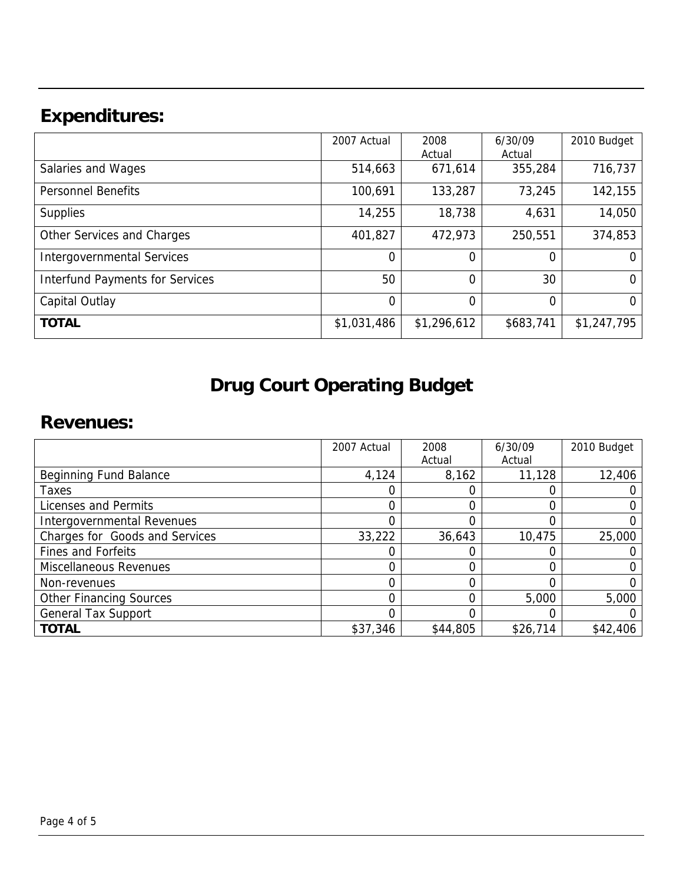## Expenditures:

| | 2007 Actual | 2008 Actual | 6/30/09 Actual | 2010 Budget |
|---|---|---|---|---|
| Salaries and Wages | 514,663 | 671,614 | 355,284 | 716,737 |
| Personnel Benefits | 100,691 | 133,287 | 73,245 | 142,155 |
| Supplies | 14,255 | 18,738 | 4,631 | 14,050 |
| Other Services and Charges | 401,827 | 472,973 | 250,551 | 374,853 |
| Intergovernmental Services | 0 | 0 | 0 | 0 |
| Interfund Payments for Services | 50 | 0 | 30 | 0 |
| Capital Outlay | 0 | 0 | 0 | 0 |
| **TOTAL** | $1,031,486 | $1,296,612 | $683,741 | $1,247,795 |

# Drug Court Operating Budget

## Revenues:

| | 2007 Actual | 2008 Actual | 6/30/09 Actual | 2010 Budget |
|---|---|---|---|---|
| Beginning Fund Balance | 4,124 | 8,162 | 11,128 | 12,406 |
| Taxes | 0 | 0 | 0 | 0 |
| Licenses and Permits | 0 | 0 | 0 | 0 |
| Intergovernmental Revenues | 0 | 0 | 0 | 0 |
| Charges for Goods and Services | 33,222 | 36,643 | 10,475 | 25,000 |
| Fines and Forfeits | 0 | 0 | 0 | 0 |
| Miscellaneous Revenues | 0 | 0 | 0 | 0 |
| Non-revenues | 0 | 0 | 0 | 0 |
| Other Financing Sources | 0 | 0 | 5,000 | 5,000 |
| General Tax Support | 0 | 0 | 0 | 0 |
| **TOTAL** | $37,346 | $44,805 | $26,714 | $42,406 |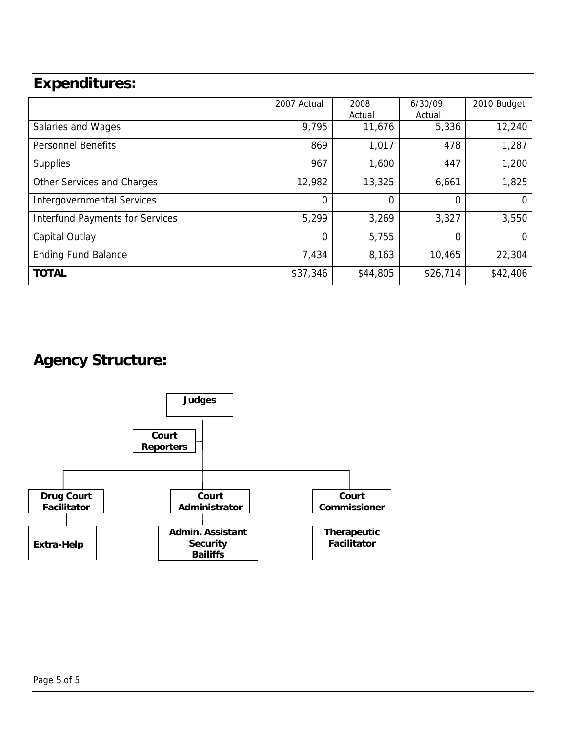## Expenditures:

| | 2007 Actual | 2008 Actual | 6/30/09 Actual | 2010 Budget |
|---|---|---|---|---|
| Salaries and Wages | 9,795 | 11,676 | 5,336 | 12,240 |
| Personnel Benefits | 869 | 1,017 | 478 | 1,287 |
| Supplies | 967 | 1,600 | 447 | 1,200 |
| Other Services and Charges | 12,982 | 13,325 | 6,661 | 1,825 |
| Intergovernmental Services | 0 | 0 | 0 | 0 |
| Interfund Payments for Services | 5,299 | 3,269 | 3,327 | 3,550 |
| Capital Outlay | 0 | 5,755 | 0 | 0 |
| Ending Fund Balance | 7,434 | 8,163 | 10,465 | 22,304 |
| **TOTAL** | $37,346 | $44,805 | $26,714 | $42,406 |

## Agency Structure:

**Judges**

**Court Reporters**

**Drug Court Facilitator**

**Court Administrator**

**Court Commissioner**

**Extra-Help**

**Admin. Assistant Security Bailiffs**

**Therapeutic Facilitator**